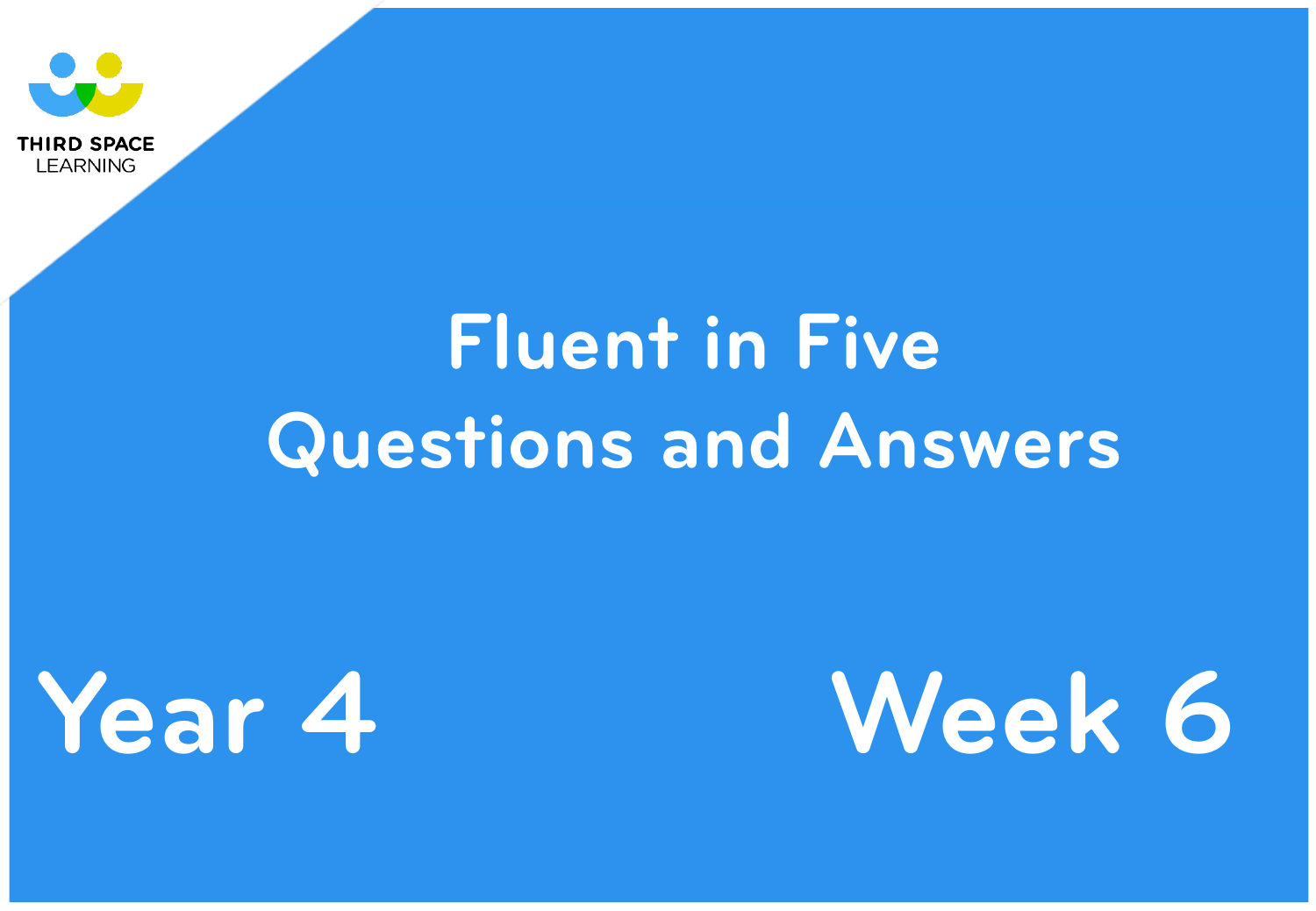THIRD SPACE LEARNING

# Fluent in Five Questions and Answers

## Year 4

## Week 6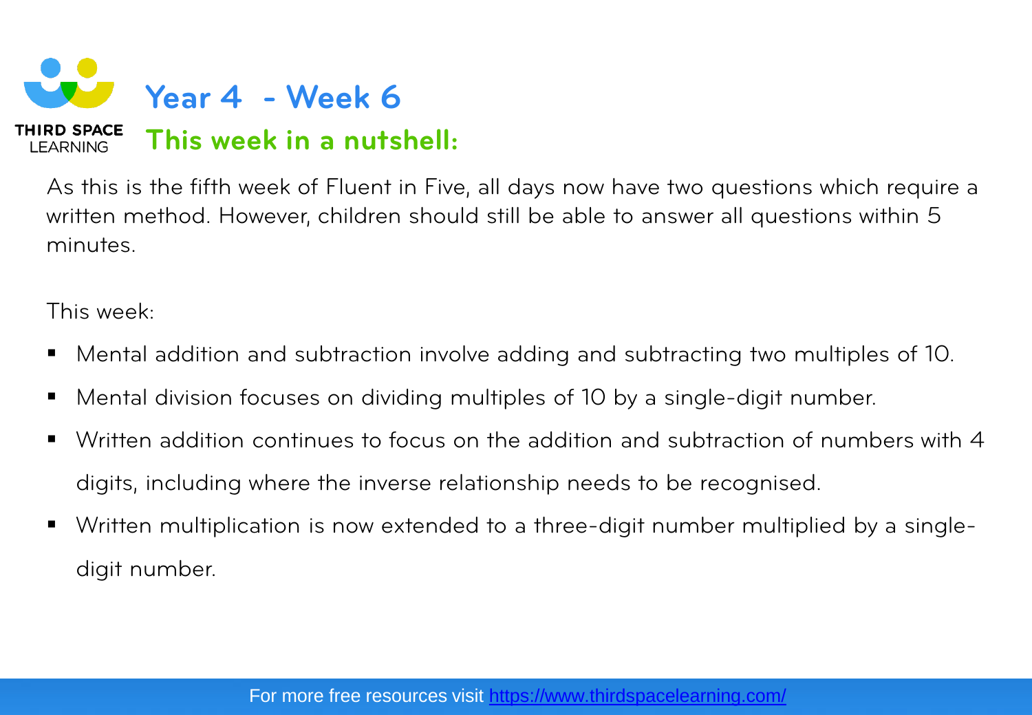# Year 4 - Week 6

## This week in a nutshell:

As this is the fifth week of Fluent in Five, all days now have two questions which require a written method. However, children should still be able to answer all questions within 5 minutes.

This week:

- Mental addition and subtraction involve adding and subtracting two multiples of 10.
- Mental division focuses on dividing multiples of 10 by a single-digit number.
- Written addition continues to focus on the addition and subtraction of numbers with 4 digits, including where the inverse relationship needs to be recognised.
- Written multiplication is now extended to a three-digit number multiplied by a single-digit number.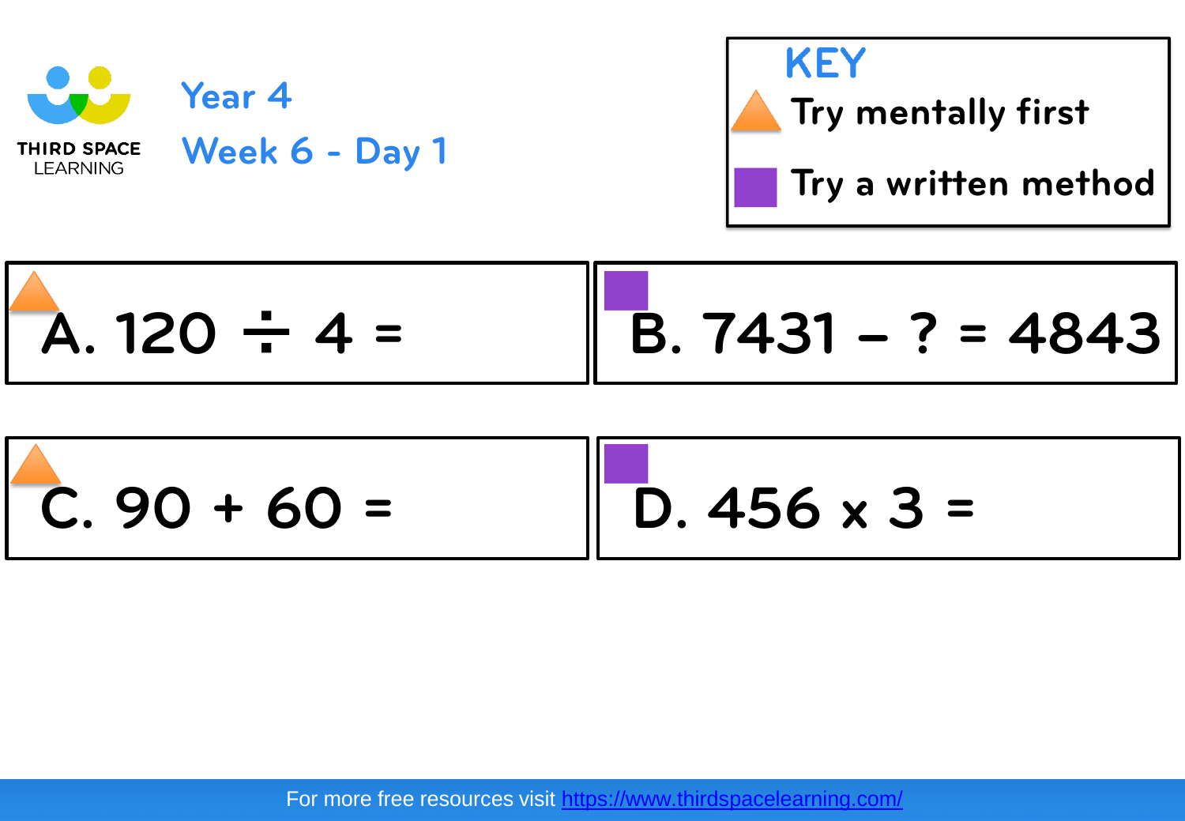THIRD SPACE LEARNING

# Year 4

## Week 6 - Day 1

**KEY**

- Try mentally first (orange triangle)
- Try a written method (purple square)

A. $120 \div 4 =$

B. $7431 - ? = 4843$

C. $90 + 60 =$

D. $456 \times 3 =$

For more free resources visit https://www.thirdspacelearning.com/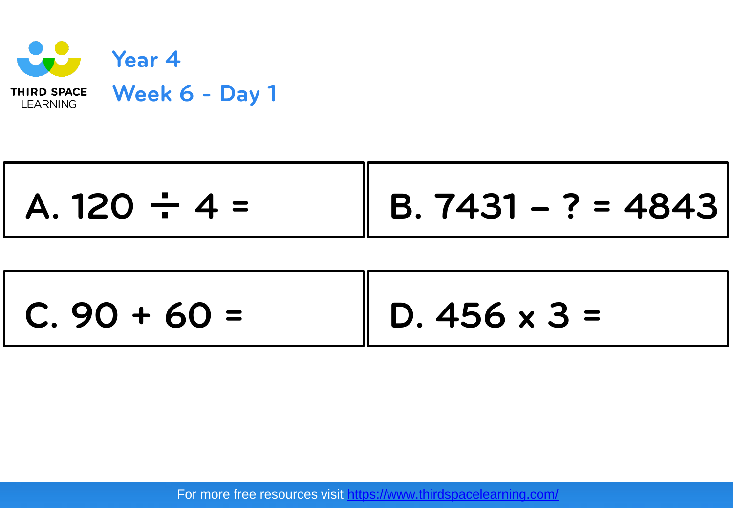# Year 4

## Week 6 - Day 1

A. $120 \div 4 =$

B. $7431 - ? = 4843$

C. $90 + 60 =$

D. $456 \times 3 =$

For more free resources visit https://www.thirdspacelearning.com/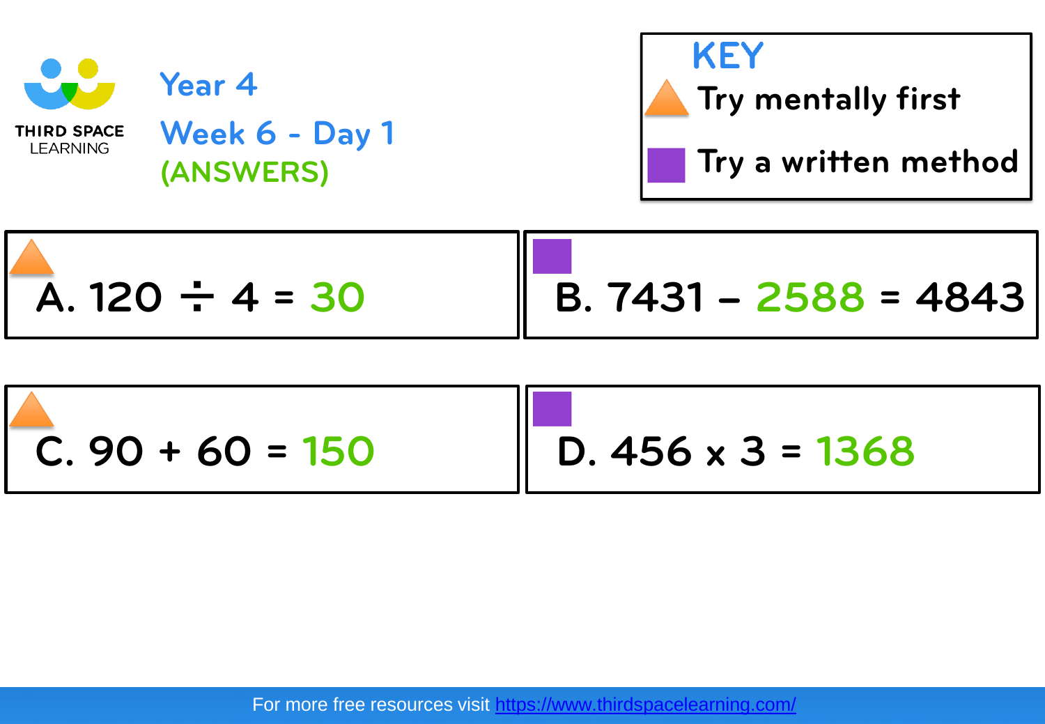THIRD SPACE LEARNING

# Year 4

## Week 6 - Day 1

(ANSWERS)

**KEY**

- Try mentally first
- Try a written method

A. $120 \div 4 = 30$

B. $7431 - 2588 = 4843$

C. $90 + 60 = 150$

D. $456 \times 3 = 1368$

For more free resources visit https://www.thirdspacelearning.com/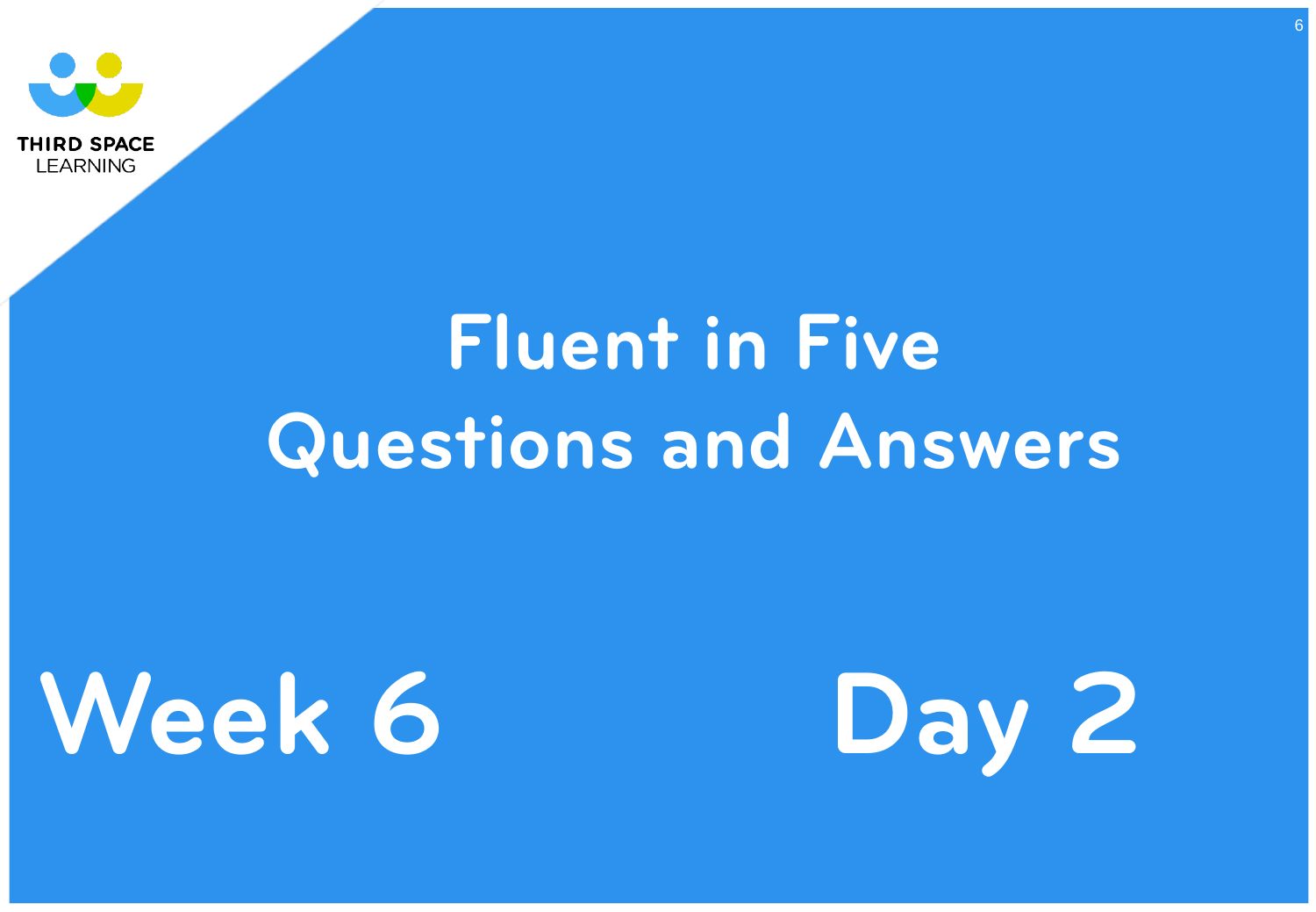# Fluent in Five Questions and Answers

## Week 6

## Day 2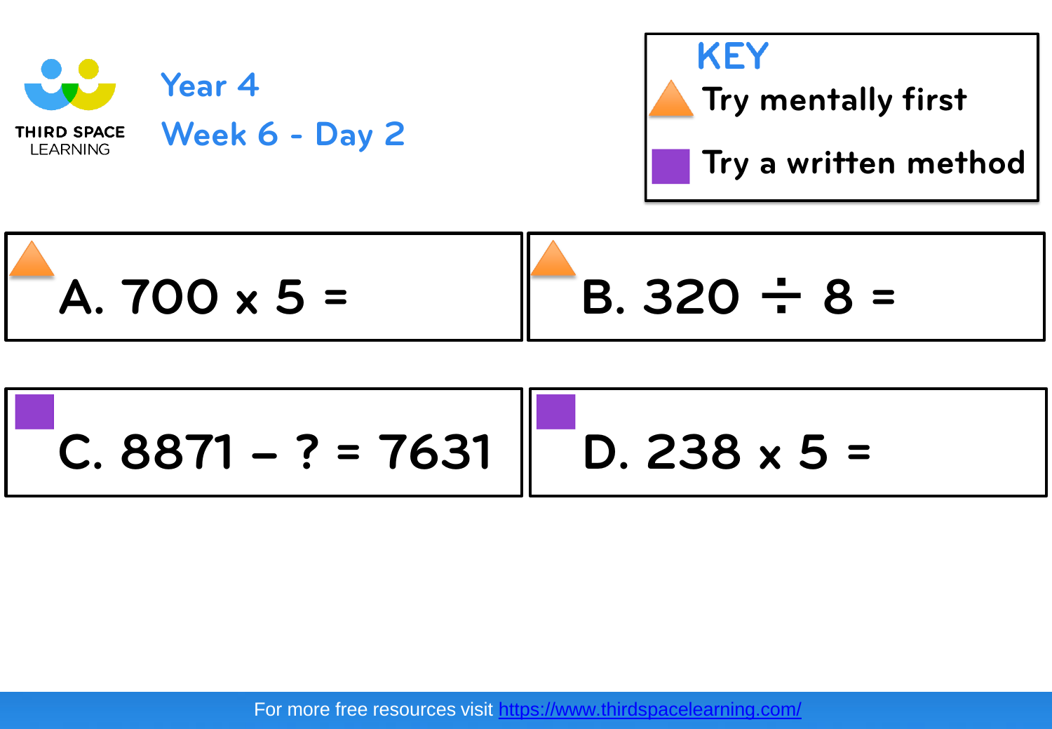# Year 4

## Week 6 - Day 2

**KEY**

- ▲ Try mentally first
- ■ Try a written method

▲ A. $700 \times 5 =$

▲ B. $320 \div 8 =$

■ C. $8871 - ? = 7631$

■ D. $238 \times 5 =$

For more free resources visit https://www.thirdspacelearning.com/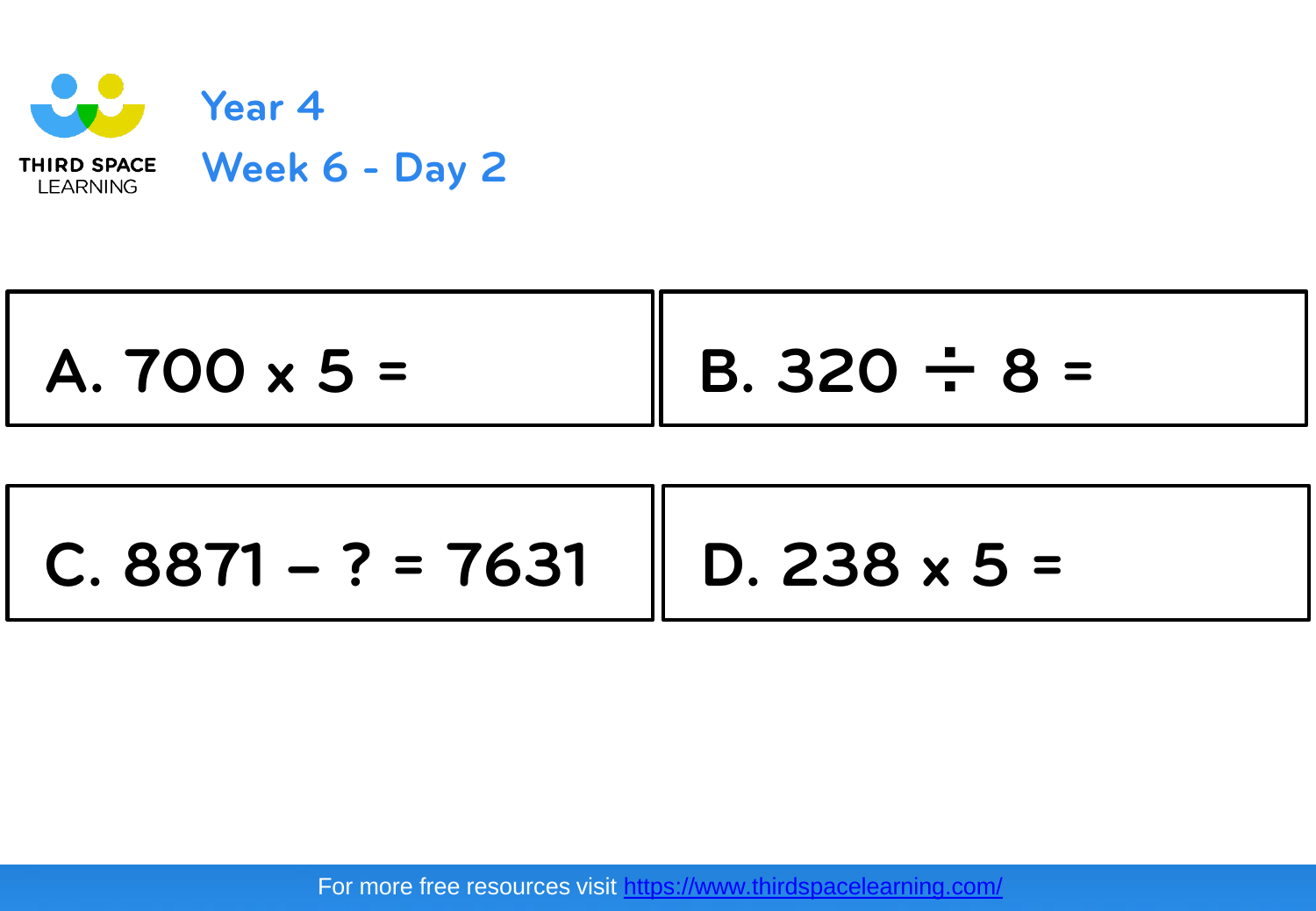# Year 4

## Week 6 - Day 2

A. $700 \times 5 =$

B. $320 \div 8 =$

C. $8871 - ? = 7631$

D. $238 \times 5 =$

For more free resources visit https://www.thirdspacelearning.com/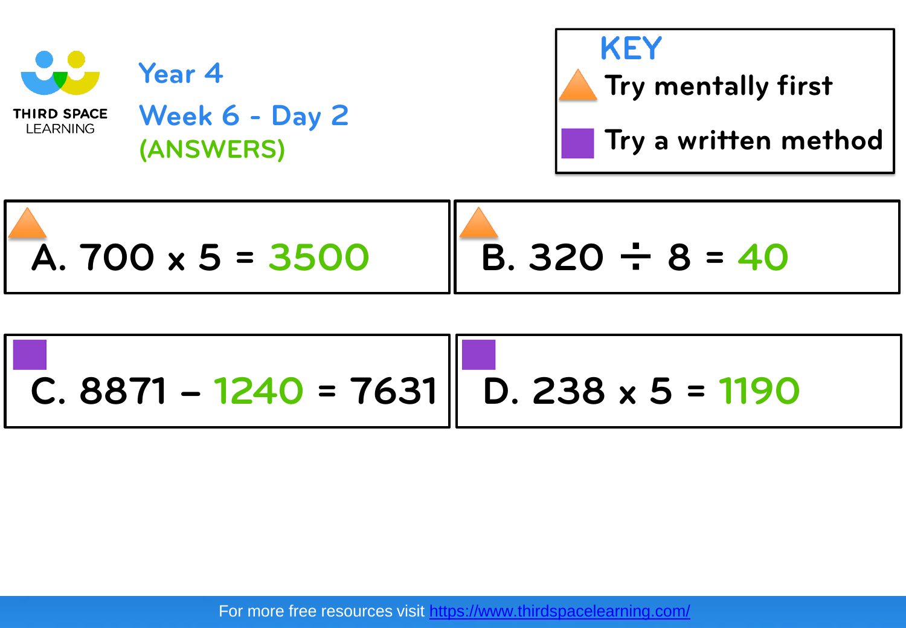THIRD SPACE LEARNING

# Year 4

## Week 6 - Day 2

(ANSWERS)

**KEY**

▲ Try mentally first

■ Try a written method

▲ A. $700 \times 5 =$ 3500

▲ B. $320 \div 8 =$ 40

■ C. $8871 -$ 1240 $= 7631$

■ D. $238 \times 5 =$ 1190

For more free resources visit https://www.thirdspacelearning.com/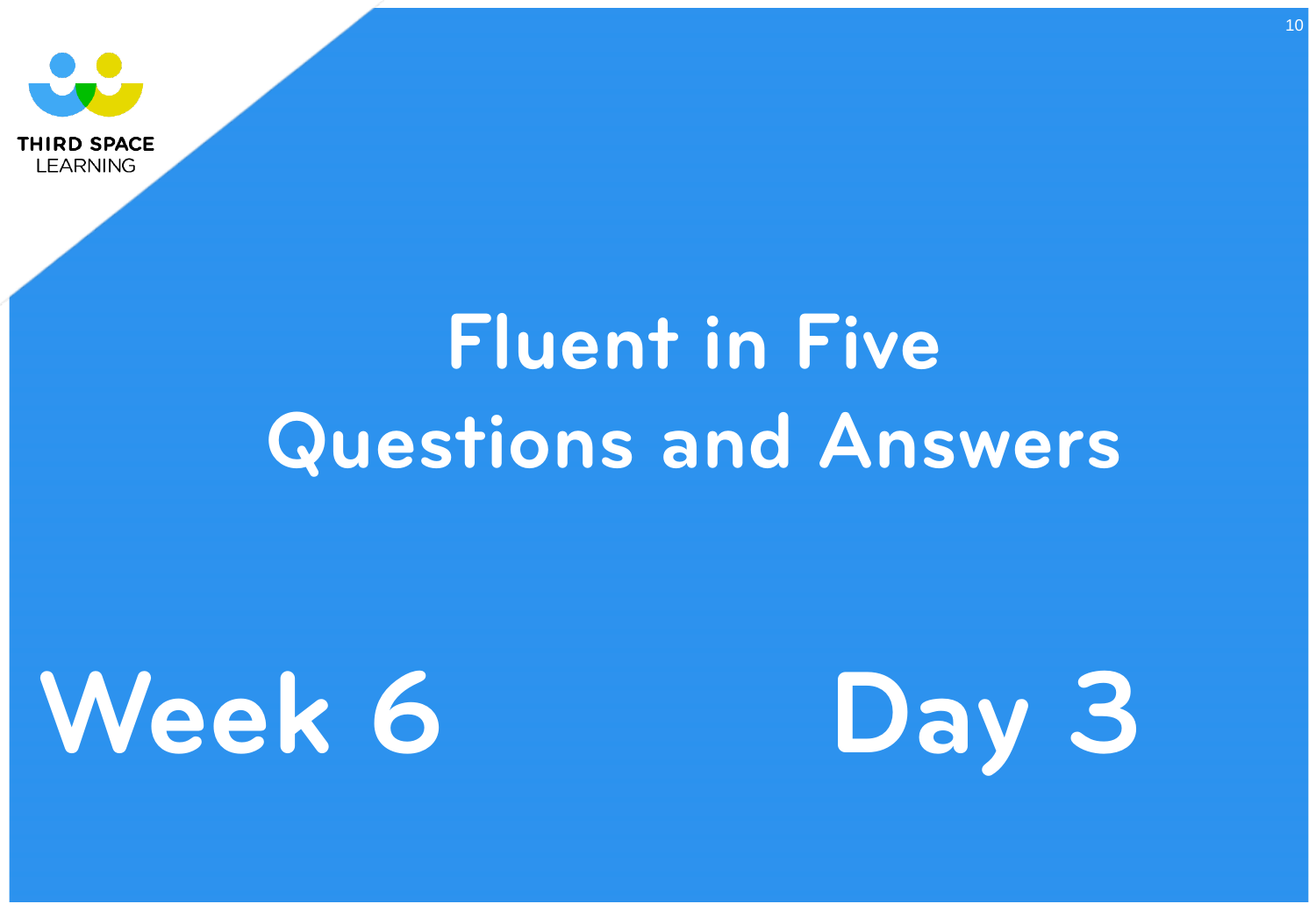# Fluent in Five
# Questions and Answers

## Week 6

## Day 3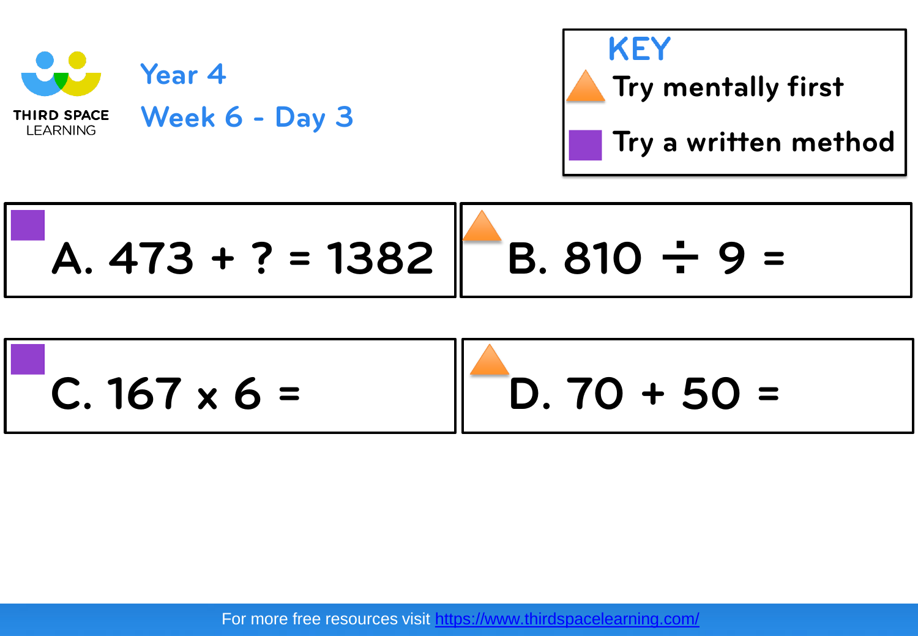THIRD SPACE LEARNING

# Year 4

## Week 6 - Day 3

**KEY**

- ▲ Try mentally first
- ■ Try a written method

■ A. 473 + ? = 1382

▲ B. 810 ÷ 9 =

■ C. 167 x 6 =

▲ D. 70 + 50 =

For more free resources visit https://www.thirdspacelearning.com/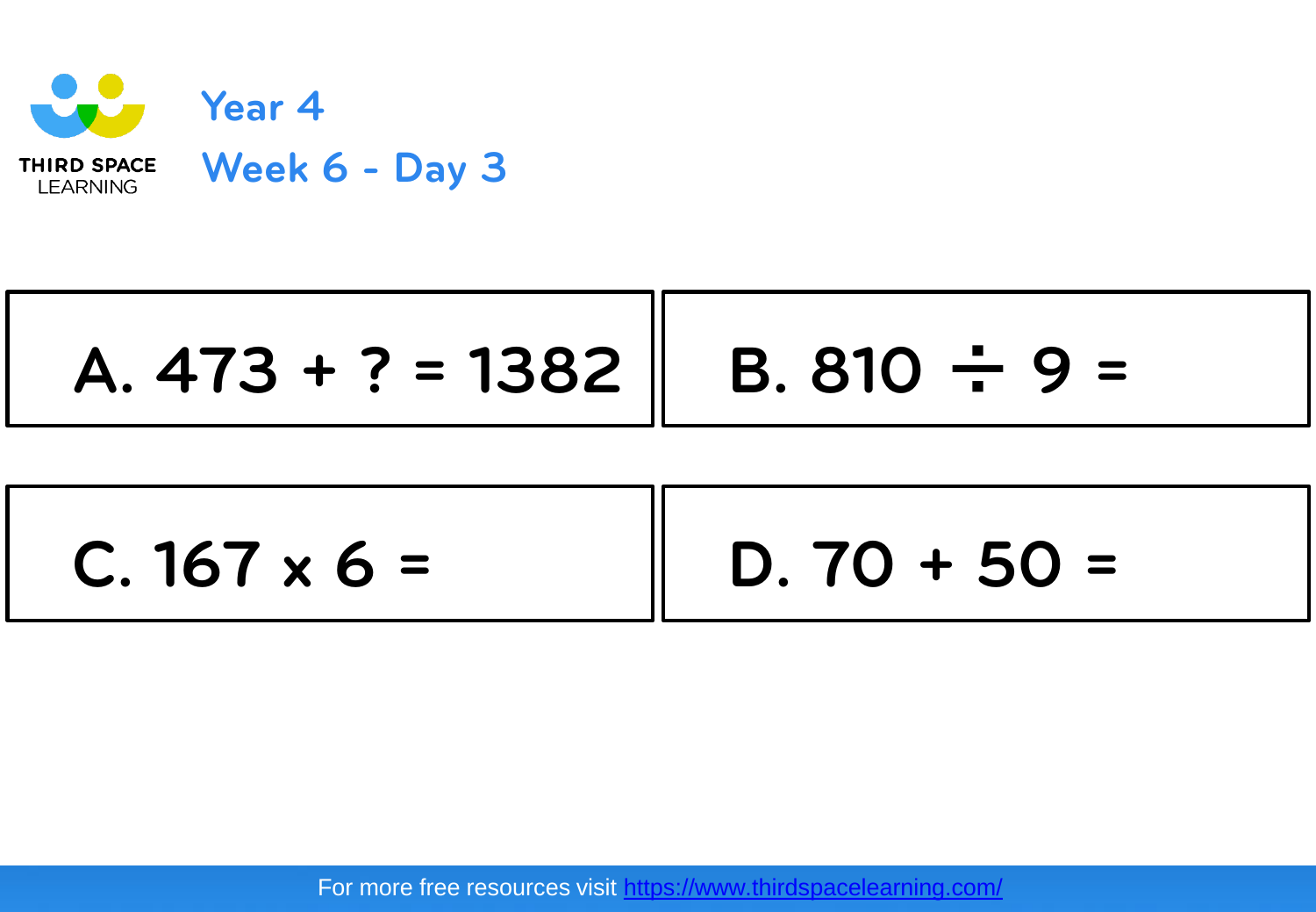# Year 4

## Week 6 - Day 3

A. $473 + ? = 1382$

B. $810 \div 9 =$

C. $167 \times 6 =$

D. $70 + 50 =$

For more free resources visit https://www.thirdspacelearning.com/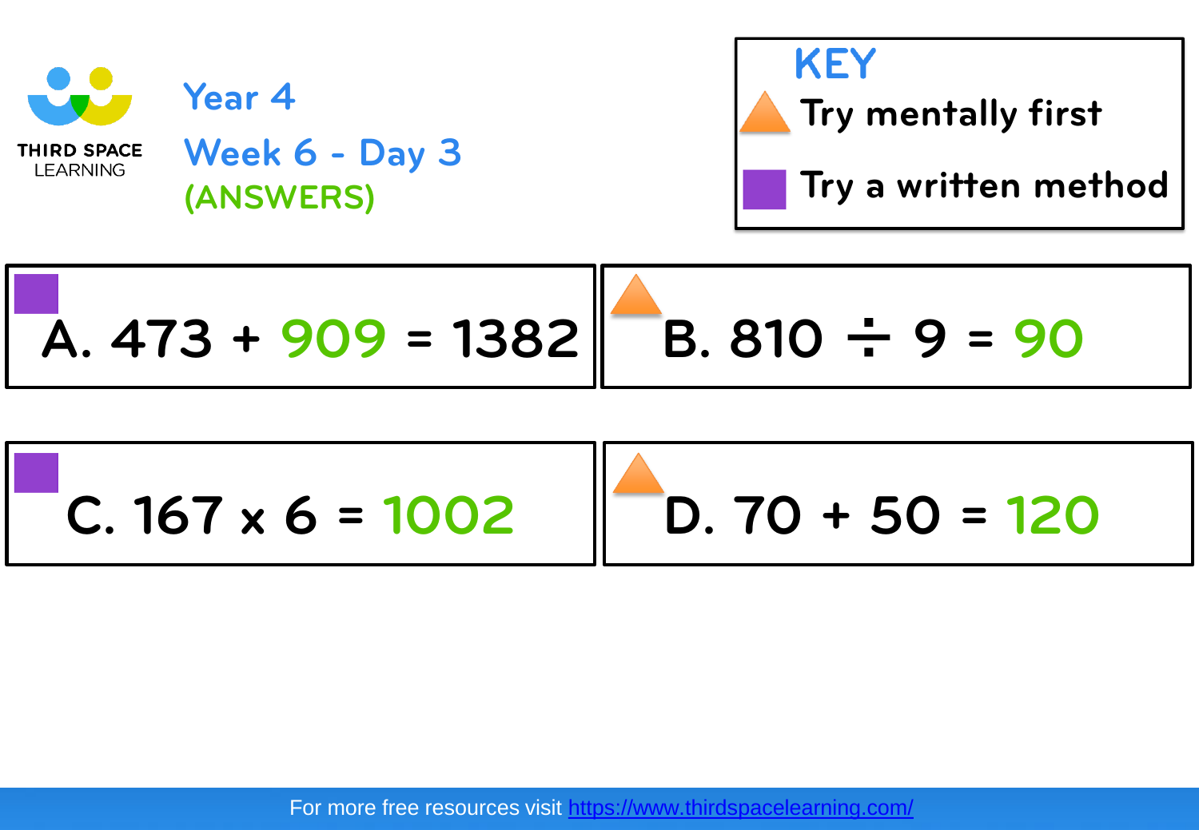THIRD SPACE LEARNING

# Year 4

## Week 6 - Day 3

(ANSWERS)

**KEY**

- ▲ Try mentally first
- ■ Try a written method

■ A. $473 + 909 = 1382$

▲ B. $810 \div 9 = 90$

■ C. $167 \times 6 = 1002$

▲ D. $70 + 50 = 120$

For more free resources visit https://www.thirdspacelearning.com/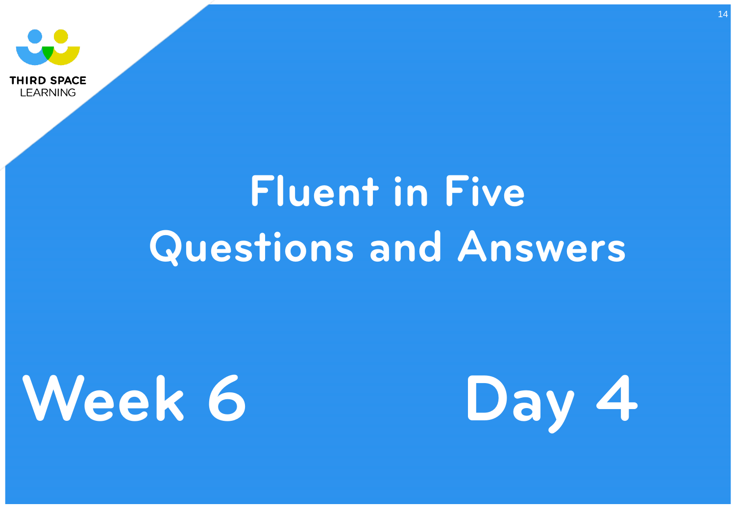# Fluent in Five Questions and Answers

## Week 6

## Day 4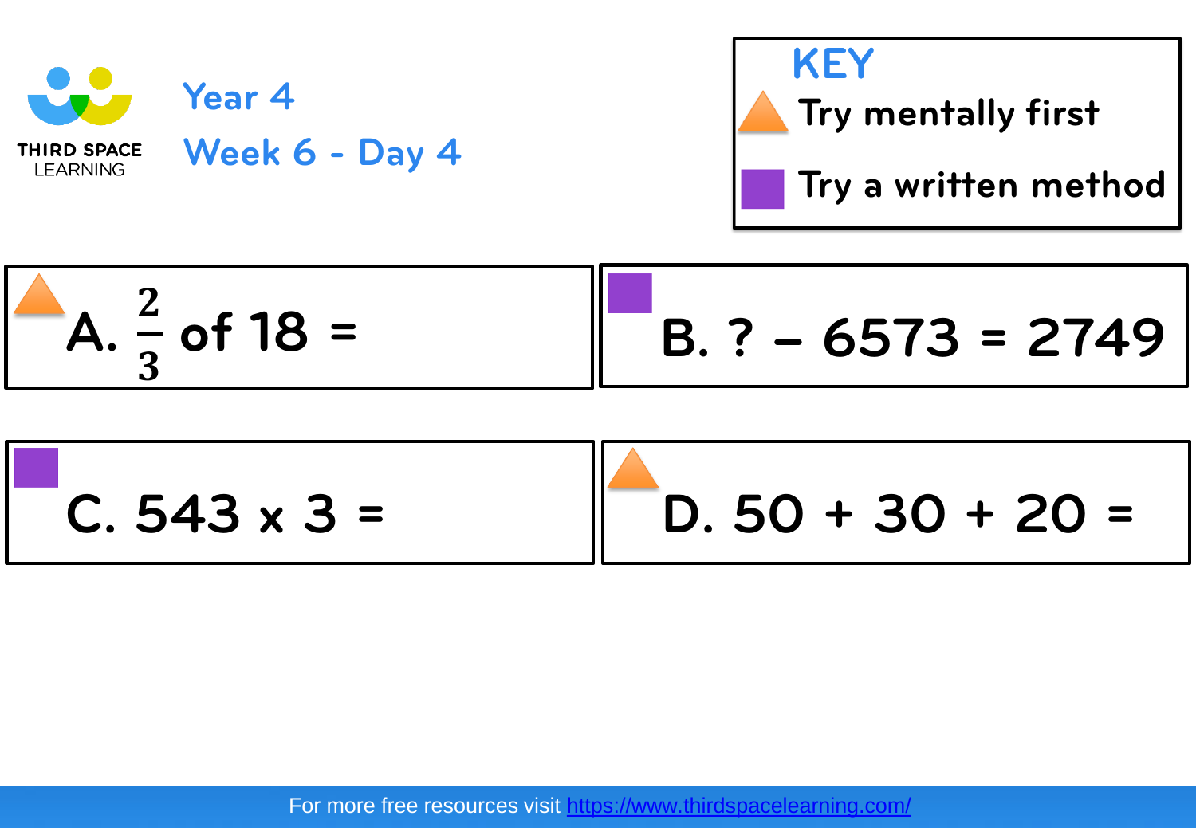THIRD SPACE LEARNING

# Year 4

## Week 6 - Day 4

**KEY**

- ▲ Try mentally first
- ■ Try a written method

▲ A. $\frac{2}{3}$ of 18 =

■ B. ? – 6573 = 2749

■ C. 543 x 3 =

▲ D. 50 + 30 + 20 =

For more free resources visit https://www.thirdspacelearning.com/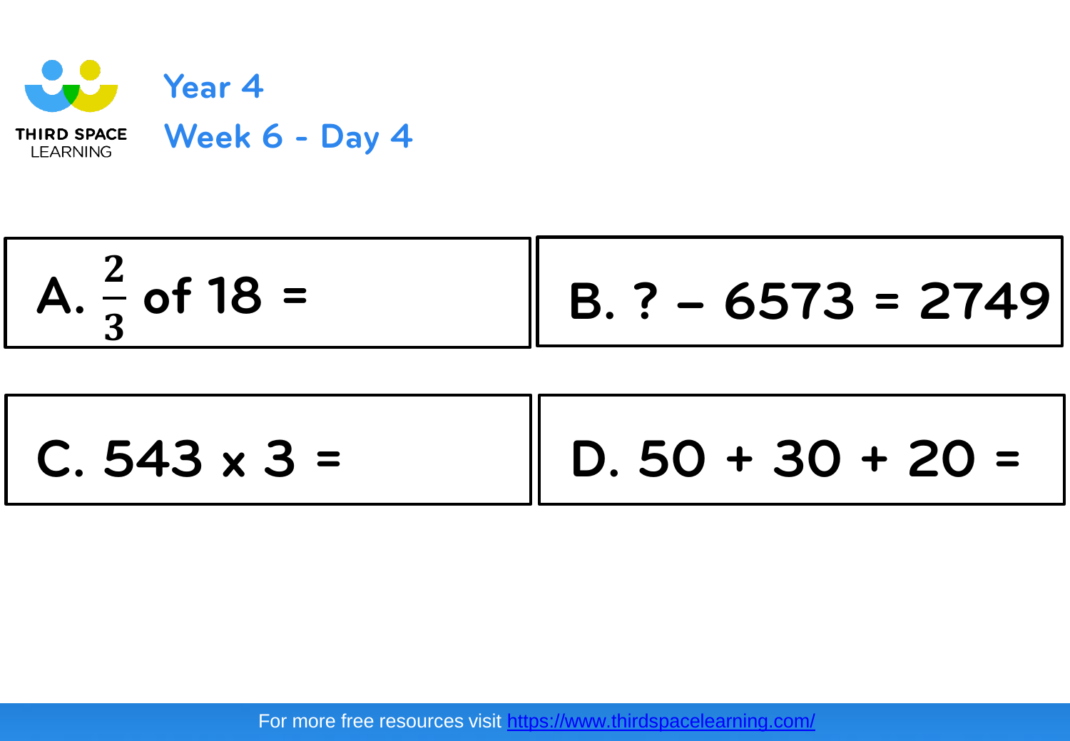# Year 4

## Week 6 - Day 4

A. $\frac{2}{3}$ of 18 =

B. ? – 6573 = 2749

C. 543 x 3 =

D. 50 + 30 + 20 =

For more free resources visit https://www.thirdspacelearning.com/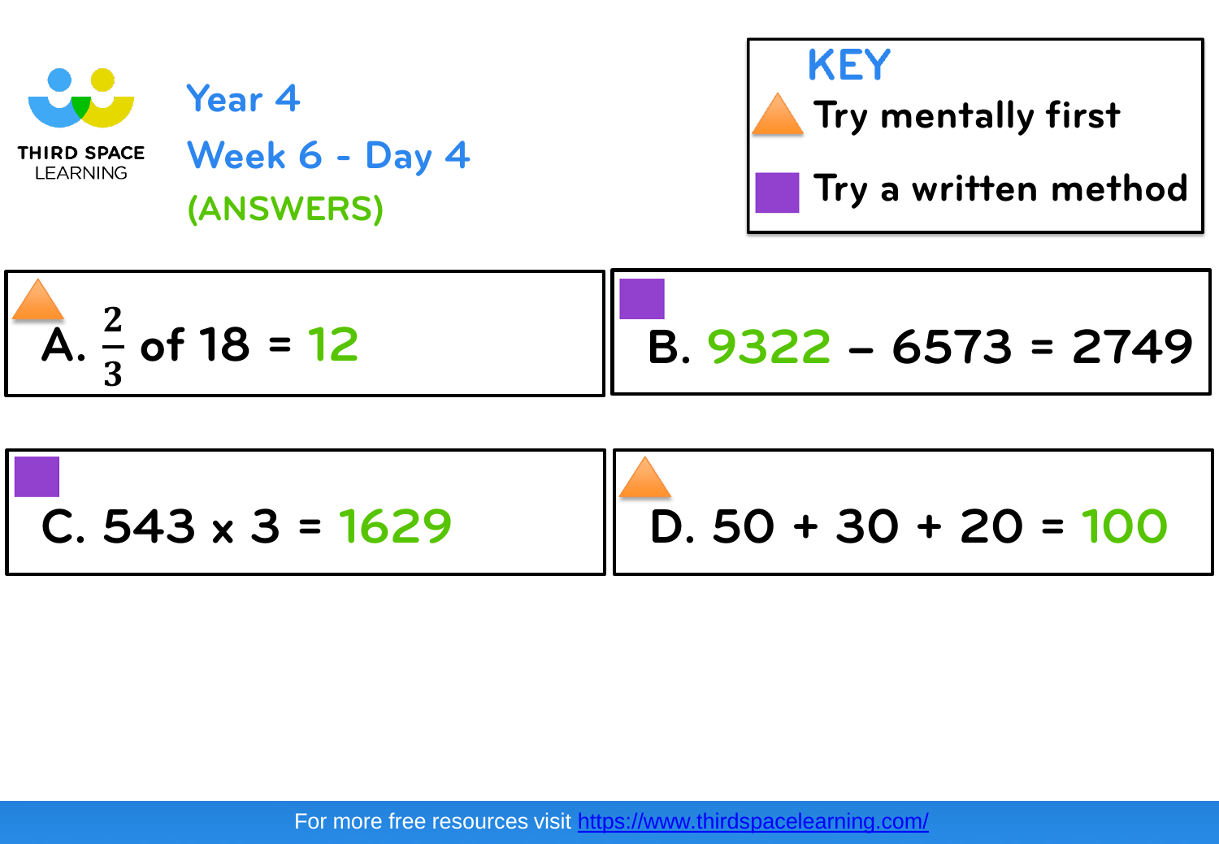THIRD SPACE LEARNING

# Year 4

## Week 6 - Day 4

### (ANSWERS)

**KEY**

- ▲ Try mentally first
- ■ Try a written method

▲ A. $\frac{2}{3}$ of 18 = 12

■ B. 9322 – 6573 = 2749

■ C. 543 x 3 = 1629

▲ D. 50 + 30 + 20 = 100

For more free resources visit https://www.thirdspacelearning.com/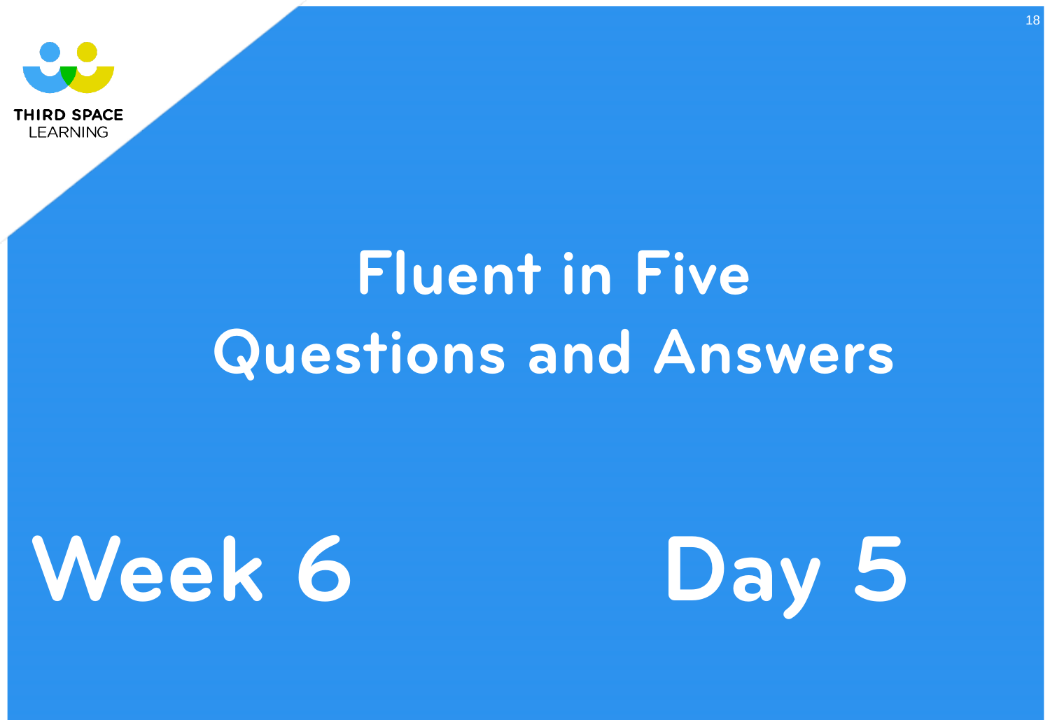# Fluent in Five Questions and Answers

## Week 6

## Day 5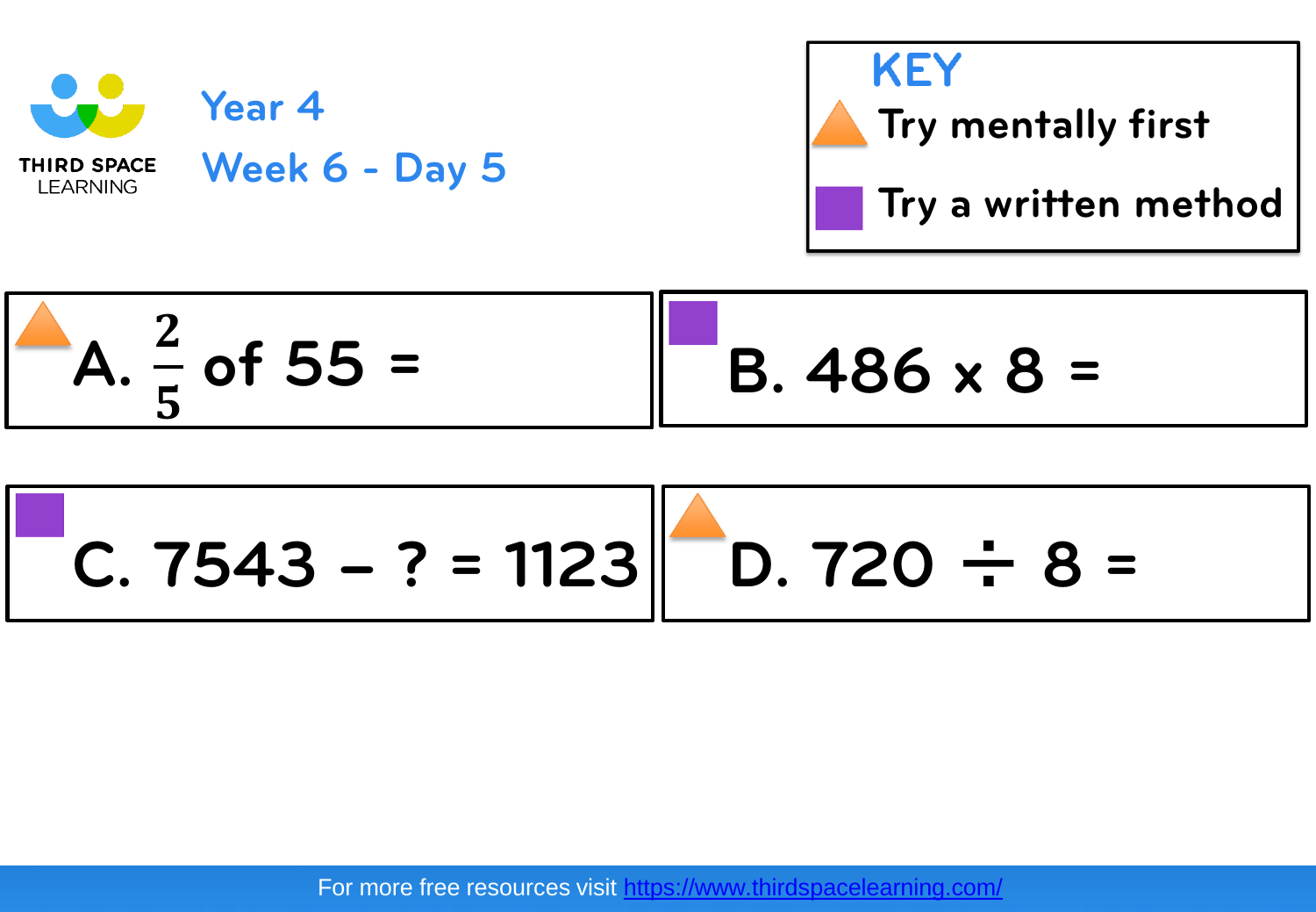THIRD SPACE LEARNING

# Year 4

## Week 6 - Day 5

**KEY**

- Try mentally first (triangle)
- Try a written method (square)

A. $\frac{2}{5}$ of 55 =

B. 486 x 8 =

C. 7543 – ? = 1123

D. 720 ÷ 8 =

For more free resources visit https://www.thirdspacelearning.com/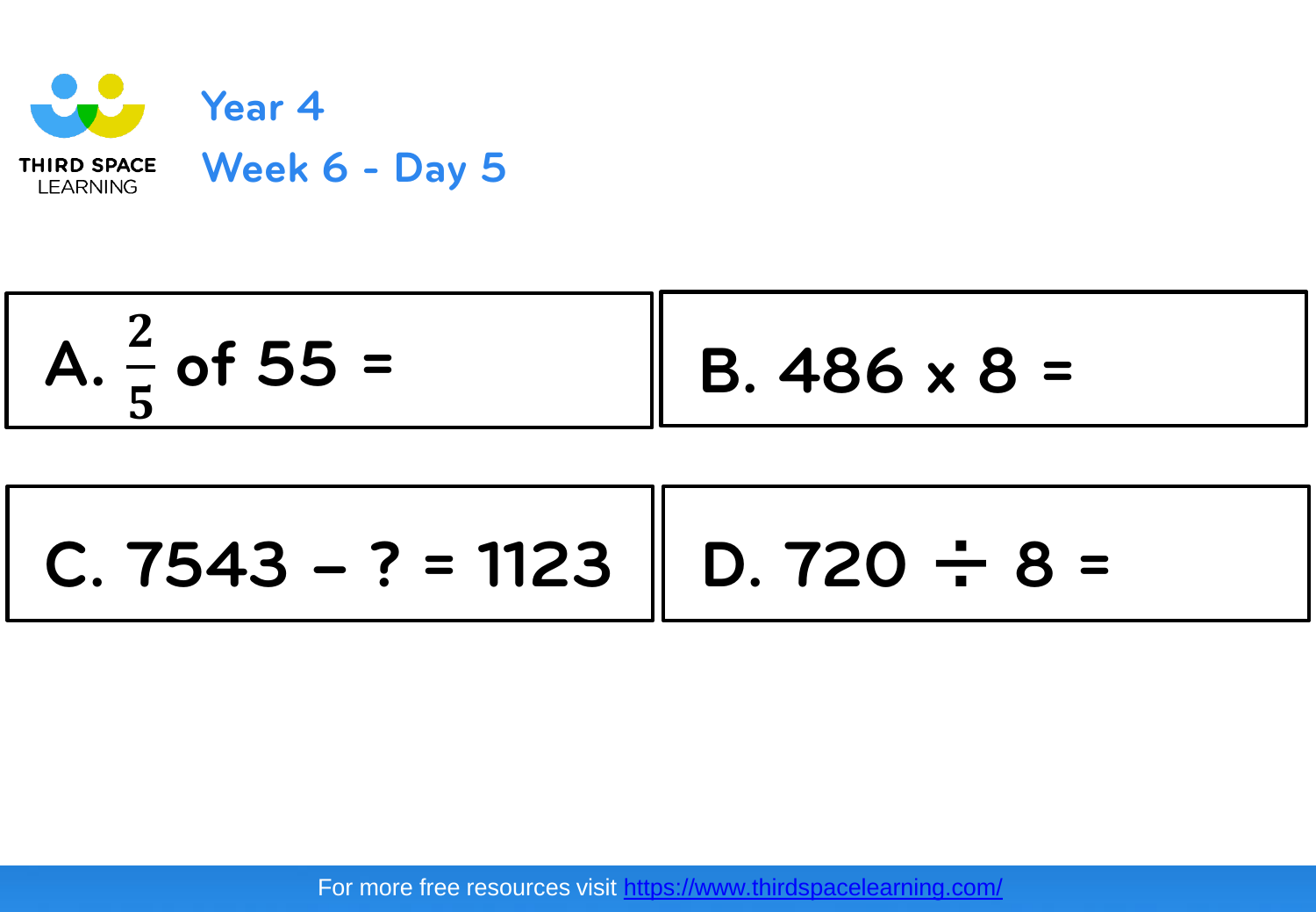# Year 4

## Week 6 - Day 5

A. $\frac{2}{5}$ of 55 =

B. 486 x 8 =

C. 7543 – ? = 1123

D. 720 ÷ 8 =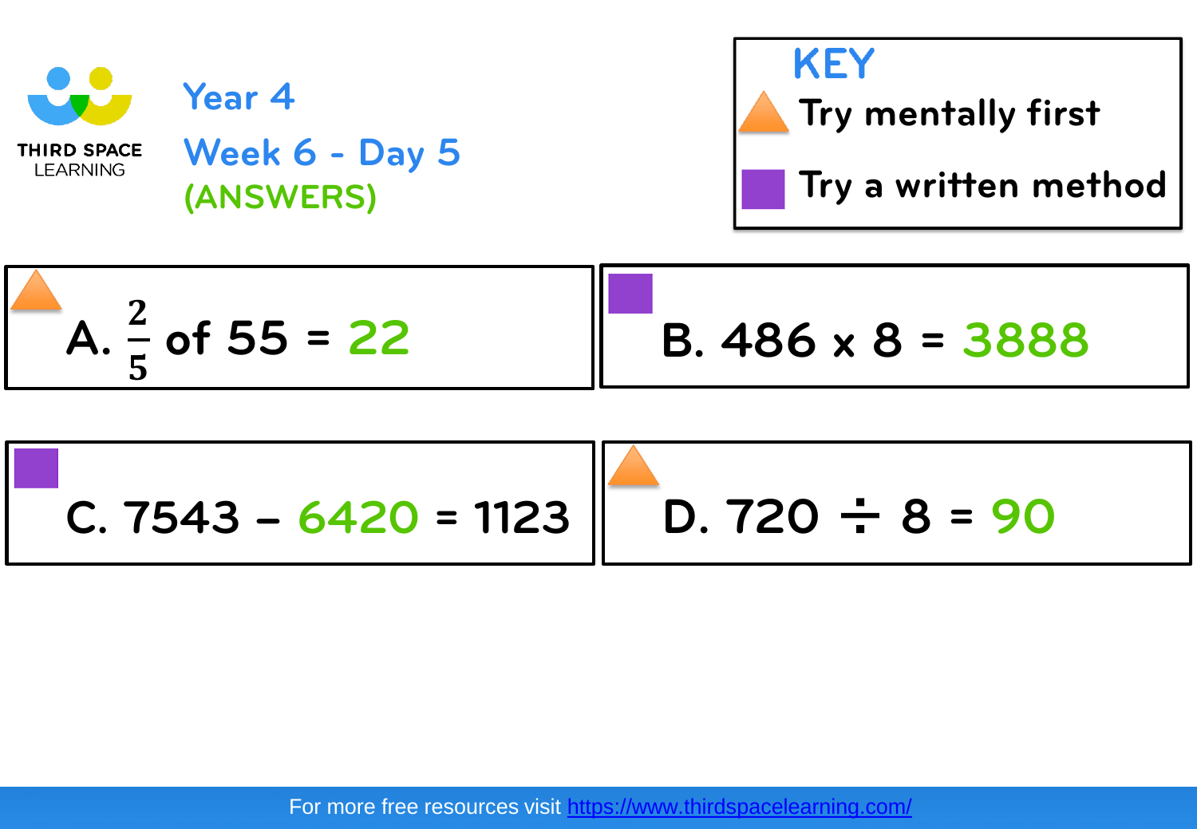THIRD SPACE LEARNING

# Year 4

## Week 6 - Day 5

(ANSWERS)

**KEY**

- Try mentally first (triangle)
- Try a written method (square)

A. $\frac{2}{5}$ of 55 = 22

B. 486 x 8 = 3888

C. 7543 – 6420 = 1123

D. 720 ÷ 8 = 90

For more free resources visit https://www.thirdspacelearning.com/